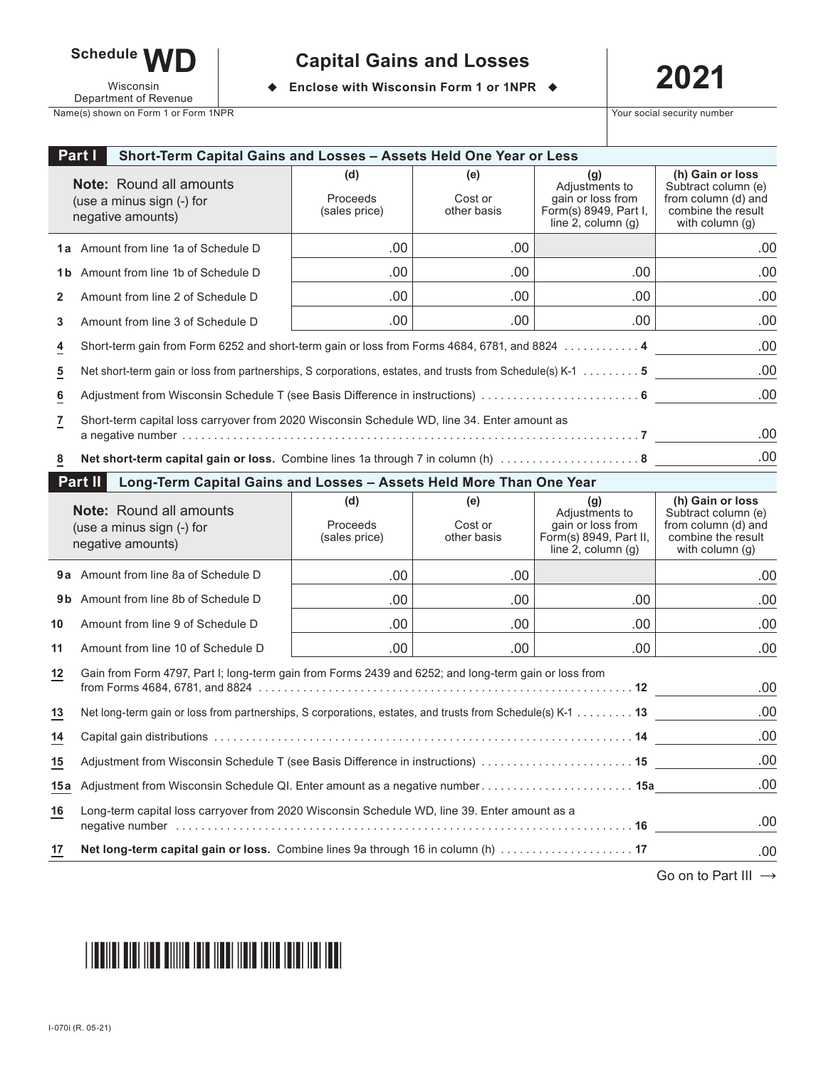# Schedule WD

Wisconsin Department of Revenue

## Capital Gains and Losses

◆ **Enclose with Wisconsin Form 1 or 1NPR** ◆

# 2021

Name(s) shown on Form 1 or Form 1NPR

Your social security number

## Part I Short-Term Capital Gains and Losses – Assets Held One Year or Less

| **Note:** Round all amounts (use a minus sign (-) for negative amounts) | (d) Proceeds (sales price) | (e) Cost or other basis | (g) Adjustments to gain or loss from Form(s) 8949, Part I, line 2, column (g) | (h) Gain or loss Subtract column (e) from column (d) and combine the result with column (g) |
|---|---|---|---|---|
| **1a** Amount from line 1a of Schedule D | .00 | .00 | | .00 |
| **1b** Amount from line 1b of Schedule D | .00 | .00 | .00 | .00 |
| **2** Amount from line 2 of Schedule D | .00 | .00 | .00 | .00 |
| **3** Amount from line 3 of Schedule D | .00 | .00 | .00 | .00 |

**4** Short-term gain from Form 6252 and short-term gain or loss from Forms 4684, 6781, and 8824 . . . . . . . . . . . . **4** .00

**5** Net short-term gain or loss from partnerships, S corporations, estates, and trusts from Schedule(s) K-1 . . . . . . . . . **5** .00

**6** Adjustment from Wisconsin Schedule T (see Basis Difference in instructions) . . . . . . . . . . . . . . . . . . . . . . . . . **6** .00

**7** Short-term capital loss carryover from 2020 Wisconsin Schedule WD, line 34. Enter amount as a negative number . . . . . . . . . . . . . . . . . . . . . . . . . . . . . . . . . . . . . . . . . . . . . . . . . . . . . . . . . . . . . . . . . . . . . . . . . **7** .00

**8** **Net short-term capital gain or loss.** Combine lines 1a through 7 in column (h) . . . . . . . . . . . . . . . . . . . . . . **8** .00

## Part II Long-Term Capital Gains and Losses – Assets Held More Than One Year

| **Note:** Round all amounts (use a minus sign (-) for negative amounts) | (d) Proceeds (sales price) | (e) Cost or other basis | (g) Adjustments to gain or loss from Form(s) 8949, Part II, line 2, column (g) | (h) Gain or loss Subtract column (e) from column (d) and combine the result with column (g) |
|---|---|---|---|---|
| **9a** Amount from line 8a of Schedule D | .00 | .00 | | .00 |
| **9b** Amount from line 8b of Schedule D | .00 | .00 | .00 | .00 |
| **10** Amount from line 9 of Schedule D | .00 | .00 | .00 | .00 |
| **11** Amount from line 10 of Schedule D | .00 | .00 | .00 | .00 |

**12** Gain from Form 4797, Part I; long-term gain from Forms 2439 and 6252; and long-term gain or loss from from Forms 4684, 6781, and 8824 . . . . . . . . . . . . . . . . . . . . . . . . . . . . . . . . . . . . . . . . . . . . . . . . . . . . . . . . . **12** .00

**13** Net long-term gain or loss from partnerships, S corporations, estates, and trusts from Schedule(s) K-1 . . . . . . . . . **13** .00

**14** Capital gain distributions . . . . . . . . . . . . . . . . . . . . . . . . . . . . . . . . . . . . . . . . . . . . . . . . . . . . . . . . . . . . . . . . . . **14** .00

**15** Adjustment from Wisconsin Schedule T (see Basis Difference in instructions) . . . . . . . . . . . . . . . . . . . . . . . . **15** .00

**15a** Adjustment from Wisconsin Schedule QI. Enter amount as a negative number . . . . . . . . . . . . . . . . . . . . . . . . **15a** .00

**16** Long-term capital loss carryover from 2020 Wisconsin Schedule WD, line 39. Enter amount as a negative number . . . . . . . . . . . . . . . . . . . . . . . . . . . . . . . . . . . . . . . . . . . . . . . . . . . . . . . . . . . . . . . . . . . . . . . . . **16** .00

**17** **Net long-term capital gain or loss.** Combine lines 9a through 16 in column (h) . . . . . . . . . . . . . . . . . . . . . **17** .00

Go on to Part III →

I-070i (R. 05-21)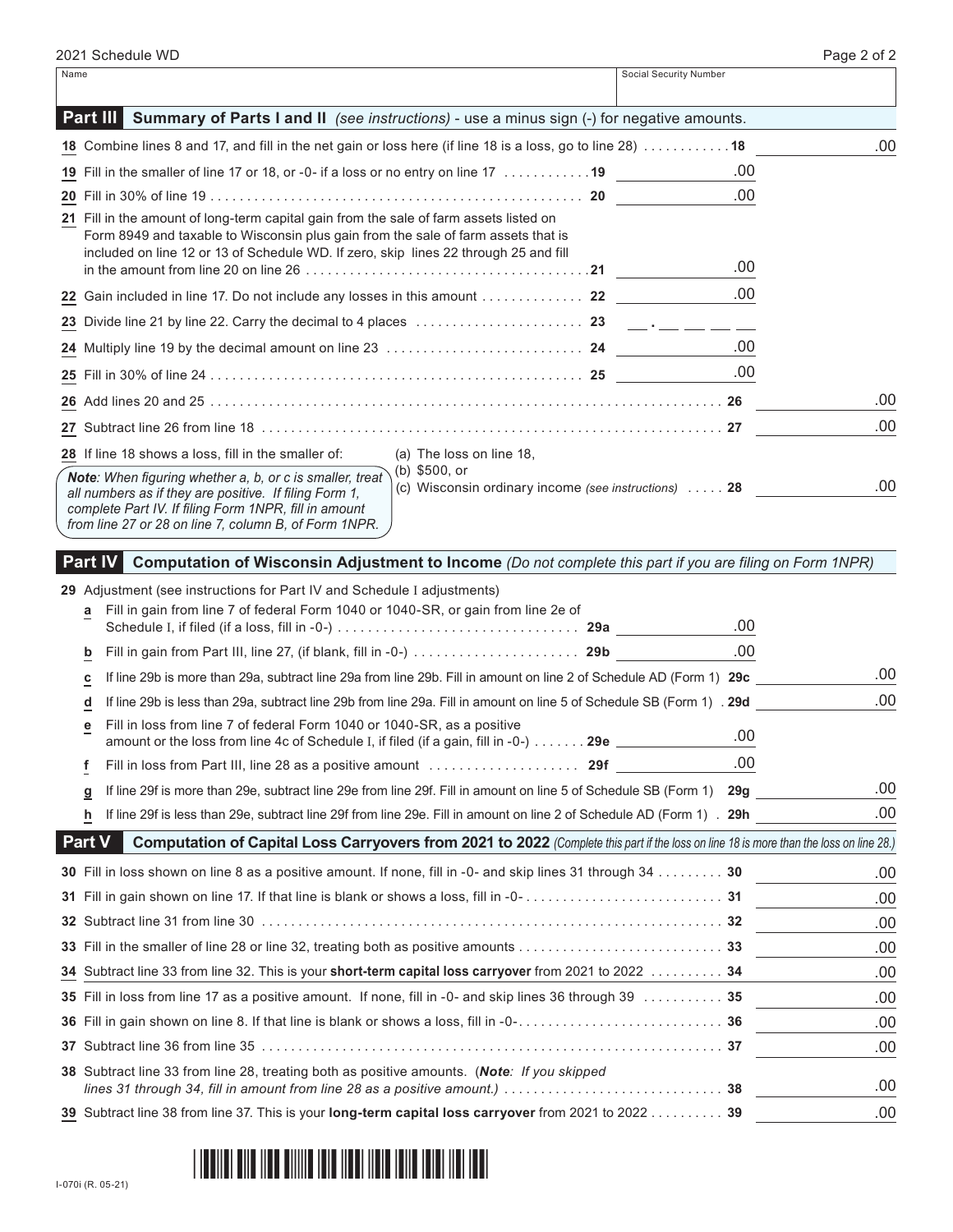2021 Schedule WD

| Name | Social Security Number |
|---|---|
| | |

## Part III Summary of Parts I and II *(see instructions)* - use a minus sign (-) for negative amounts.

| Line | Description | | Amount |
|---|---|---|---|
| 18 | Combine lines 8 and 17, and fill in the net gain or loss here (if line 18 is a loss, go to line 28) . . . . . . . . . . . 18 | | .00 |
| 19 | Fill in the smaller of line 17 or 18, or -0- if a loss or no entry on line 17 . . . . . . . . . . . 19 | .00 | |
| 20 | Fill in 30% of line 19 . . . . . . . . 20 | .00 | |
| 21 | Fill in the amount of long-term capital gain from the sale of farm assets listed on Form 8949 and taxable to Wisconsin plus gain from the sale of farm assets that is included on line 12 or 13 of Schedule WD. If zero, skip lines 22 through 25 and fill in the amount from line 20 on line 26 . . . . . . . . 21 | .00 | |
| 22 | Gain included in line 17. Do not include any losses in this amount . . . . . . . . . . . . . 22 | .00 | |
| 23 | Divide line 21 by line 22. Carry the decimal to 4 places . . . . . . . . . . . . . . . . . . . . . . 23 | ___ . ___ ___ ___ ___ | |
| 24 | Multiply line 19 by the decimal amount on line 23 . . . . . . . . . . . . . . . . . . . . . . . . . . 24 | .00 | |
| 25 | Fill in 30% of line 24 . . . . . . . . 25 | .00 | |
| 26 | Add lines 20 and 25 . . . . . . . . 26 | | .00 |
| 27 | Subtract line 26 from line 18 . . . . . . . . 27 | | .00 |
| 28 | If line 18 shows a loss, fill in the smaller of: (a) The loss on line 18, (b) $500, or (c) Wisconsin ordinary income *(see instructions)* . . . . . 28 | | .00 |

***Note**: When figuring whether a, b, or c is smaller, treat all numbers as if they are positive. If filing Form 1, complete Part IV. If filing Form 1NPR, fill in amount from line 27 or 28 on line 7, column B, of Form 1NPR.*

## Part IV Computation of Wisconsin Adjustment to Income *(Do not complete this part if you are filing on Form 1NPR)*

29 Adjustment (see instructions for Part IV and Schedule I adjustments)

| Line | Description | | Amount |
|---|---|---|---|
| a | Fill in gain from line 7 of federal Form 1040 or 1040-SR, or gain from line 2e of Schedule I, if filed (if a loss, fill in -0-) . . . . . . . . 29a | .00 | |
| b | Fill in gain from Part III, line 27, (if blank, fill in -0-) . . . . . . . . . . . . . . . . . . . . . . 29b | .00 | |
| c | If line 29b is more than 29a, subtract line 29a from line 29b. Fill in amount on line 2 of Schedule AD (Form 1) 29c | | .00 |
| d | If line 29b is less than 29a, subtract line 29b from line 29a. Fill in amount on line 5 of Schedule SB (Form 1) . 29d | | .00 |
| e | Fill in loss from line 7 of federal Form 1040 or 1040-SR, as a positive amount or the loss from line 4c of Schedule I, if filed (if a gain, fill in -0-) . . . . . . . 29e | .00 | |
| f | Fill in loss from Part III, line 28 as a positive amount . . . . . . . . . . . . . . . . . . . . 29f | .00 | |
| g | If line 29f is more than 29e, subtract line 29e from line 29f. Fill in amount on line 5 of Schedule SB (Form 1) 29g | | .00 |
| h | If line 29f is less than 29e, subtract line 29f from line 29e. Fill in amount on line 2 of Schedule AD (Form 1) . 29h | | .00 |

## Part V Computation of Capital Loss Carryovers from 2021 to 2022 *(Complete this part if the loss on line 18 is more than the loss on line 28.)*

| Line | Description | Amount |
|---|---|---|
| 30 | Fill in loss shown on line 8 as a positive amount. If none, fill in -0- and skip lines 31 through 34 . . . . . . . . . 30 | .00 |
| 31 | Fill in gain shown on line 17. If that line is blank or shows a loss, fill in -0- . . . . . . . . 31 | .00 |
| 32 | Subtract line 31 from line 30 . . . . . . . . 32 | .00 |
| 33 | Fill in the smaller of line 28 or line 32, treating both as positive amounts . . . . . . . . 33 | .00 |
| 34 | Subtract line 33 from line 32. This is your **short-term capital loss carryover** from 2021 to 2022 . . . . . . . . . . 34 | .00 |
| 35 | Fill in loss from line 17 as a positive amount. If none, fill in -0- and skip lines 36 through 39 . . . . . . . . . . . 35 | .00 |
| 36 | Fill in gain shown on line 8. If that line is blank or shows a loss, fill in -0- . . . . . . . . 36 | .00 |
| 37 | Subtract line 36 from line 35 . . . . . . . . 37 | .00 |
| 38 | Subtract line 33 from line 28, treating both as positive amounts. (***Note**: If you skipped lines 31 through 34, fill in amount from line 28 as a positive amount.)* . . . . . . . . 38 | .00 |
| 39 | Subtract line 38 from line 37. This is your **long-term capital loss carryover** from 2021 to 2022 . . . . . . . . . . 39 | .00 |

I-070i (R. 05-21)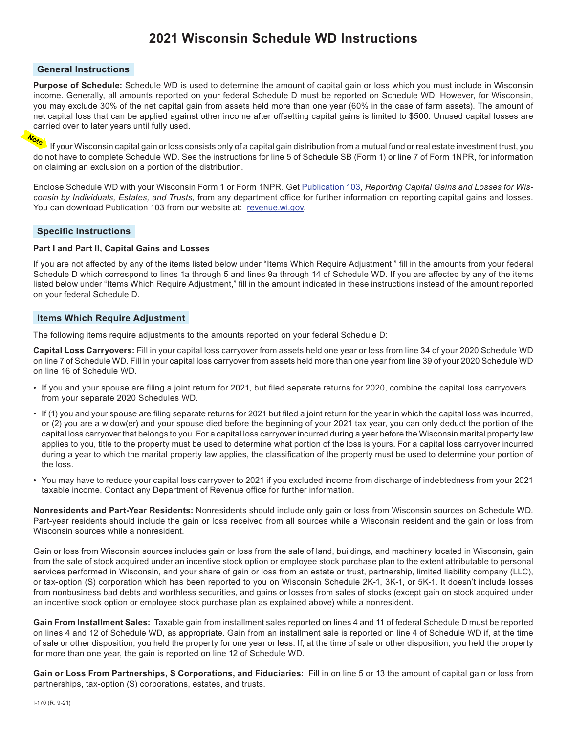# 2021 Wisconsin Schedule WD Instructions

## General Instructions

**Purpose of Schedule:** Schedule WD is used to determine the amount of capital gain or loss which you must include in Wisconsin income. Generally, all amounts reported on your federal Schedule D must be reported on Schedule WD. However, for Wisconsin, you may exclude 30% of the net capital gain from assets held more than one year (60% in the case of farm assets). The amount of net capital loss that can be applied against other income after offsetting capital gains is limited to $500. Unused capital losses are carried over to later years until fully used.

**Note** If your Wisconsin capital gain or loss consists only of a capital gain distribution from a mutual fund or real estate investment trust, you do not have to complete Schedule WD. See the instructions for line 5 of Schedule SB (Form 1) or line 7 of Form 1NPR, for information on claiming an exclusion on a portion of the distribution.

Enclose Schedule WD with your Wisconsin Form 1 or Form 1NPR. Get Publication 103, *Reporting Capital Gains and Losses for Wisconsin by Individuals, Estates, and Trusts,* from any department office for further information on reporting capital gains and losses. You can download Publication 103 from our website at: revenue.wi.gov.

## Specific Instructions

### Part I and Part II, Capital Gains and Losses

If you are not affected by any of the items listed below under "Items Which Require Adjustment," fill in the amounts from your federal Schedule D which correspond to lines 1a through 5 and lines 9a through 14 of Schedule WD. If you are affected by any of the items listed below under "Items Which Require Adjustment," fill in the amount indicated in these instructions instead of the amount reported on your federal Schedule D.

## Items Which Require Adjustment

The following items require adjustments to the amounts reported on your federal Schedule D:

**Capital Loss Carryovers:** Fill in your capital loss carryover from assets held one year or less from line 34 of your 2020 Schedule WD on line 7 of Schedule WD. Fill in your capital loss carryover from assets held more than one year from line 39 of your 2020 Schedule WD on line 16 of Schedule WD.

- If you and your spouse are filing a joint return for 2021, but filed separate returns for 2020, combine the capital loss carryovers from your separate 2020 Schedules WD.
- If (1) you and your spouse are filing separate returns for 2021 but filed a joint return for the year in which the capital loss was incurred, or (2) you are a widow(er) and your spouse died before the beginning of your 2021 tax year, you can only deduct the portion of the capital loss carryover that belongs to you. For a capital loss carryover incurred during a year before the Wisconsin marital property law applies to you, title to the property must be used to determine what portion of the loss is yours. For a capital loss carryover incurred during a year to which the marital property law applies, the classification of the property must be used to determine your portion of the loss.
- You may have to reduce your capital loss carryover to 2021 if you excluded income from discharge of indebtedness from your 2021 taxable income. Contact any Department of Revenue office for further information.

**Nonresidents and Part-Year Residents:** Nonresidents should include only gain or loss from Wisconsin sources on Schedule WD. Part-year residents should include the gain or loss received from all sources while a Wisconsin resident and the gain or loss from Wisconsin sources while a nonresident.

Gain or loss from Wisconsin sources includes gain or loss from the sale of land, buildings, and machinery located in Wisconsin, gain from the sale of stock acquired under an incentive stock option or employee stock purchase plan to the extent attributable to personal services performed in Wisconsin, and your share of gain or loss from an estate or trust, partnership, limited liability company (LLC), or tax-option (S) corporation which has been reported to you on Wisconsin Schedule 2K-1, 3K-1, or 5K-1. It doesn't include losses from nonbusiness bad debts and worthless securities, and gains or losses from sales of stocks (except gain on stock acquired under an incentive stock option or employee stock purchase plan as explained above) while a nonresident.

**Gain From Installment Sales:** Taxable gain from installment sales reported on lines 4 and 11 of federal Schedule D must be reported on lines 4 and 12 of Schedule WD, as appropriate. Gain from an installment sale is reported on line 4 of Schedule WD if, at the time of sale or other disposition, you held the property for one year or less. If, at the time of sale or other disposition, you held the property for more than one year, the gain is reported on line 12 of Schedule WD.

**Gain or Loss From Partnerships, S Corporations, and Fiduciaries:** Fill in on line 5 or 13 the amount of capital gain or loss from partnerships, tax-option (S) corporations, estates, and trusts.

I-170 (R. 9-21)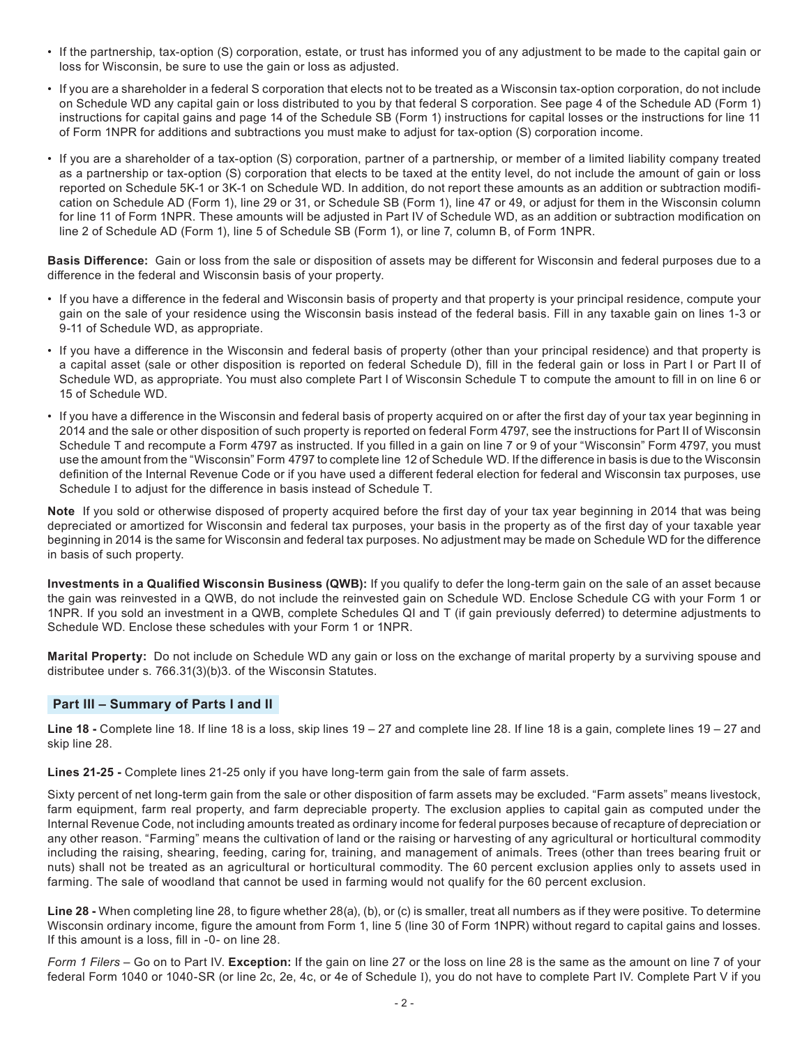- If the partnership, tax-option (S) corporation, estate, or trust has informed you of any adjustment to be made to the capital gain or loss for Wisconsin, be sure to use the gain or loss as adjusted.
- If you are a shareholder in a federal S corporation that elects not to be treated as a Wisconsin tax-option corporation, do not include on Schedule WD any capital gain or loss distributed to you by that federal S corporation. See page 4 of the Schedule AD (Form 1) instructions for capital gains and page 14 of the Schedule SB (Form 1) instructions for capital losses or the instructions for line 11 of Form 1NPR for additions and subtractions you must make to adjust for tax-option (S) corporation income.
- If you are a shareholder of a tax-option (S) corporation, partner of a partnership, or member of a limited liability company treated as a partnership or tax-option (S) corporation that elects to be taxed at the entity level, do not include the amount of gain or loss reported on Schedule 5K-1 or 3K-1 on Schedule WD. In addition, do not report these amounts as an addition or subtraction modification on Schedule AD (Form 1), line 29 or 31, or Schedule SB (Form 1), line 47 or 49, or adjust for them in the Wisconsin column for line 11 of Form 1NPR. These amounts will be adjusted in Part IV of Schedule WD, as an addition or subtraction modification on line 2 of Schedule AD (Form 1), line 5 of Schedule SB (Form 1), or line 7, column B, of Form 1NPR.

**Basis Difference:** Gain or loss from the sale or disposition of assets may be different for Wisconsin and federal purposes due to a difference in the federal and Wisconsin basis of your property.

- If you have a difference in the federal and Wisconsin basis of property and that property is your principal residence, compute your gain on the sale of your residence using the Wisconsin basis instead of the federal basis. Fill in any taxable gain on lines 1-3 or 9-11 of Schedule WD, as appropriate.
- If you have a difference in the Wisconsin and federal basis of property (other than your principal residence) and that property is a capital asset (sale or other disposition is reported on federal Schedule D), fill in the federal gain or loss in Part I or Part II of Schedule WD, as appropriate. You must also complete Part I of Wisconsin Schedule T to compute the amount to fill in on line 6 or 15 of Schedule WD.
- If you have a difference in the Wisconsin and federal basis of property acquired on or after the first day of your tax year beginning in 2014 and the sale or other disposition of such property is reported on federal Form 4797, see the instructions for Part II of Wisconsin Schedule T and recompute a Form 4797 as instructed. If you filled in a gain on line 7 or 9 of your "Wisconsin" Form 4797, you must use the amount from the "Wisconsin" Form 4797 to complete line 12 of Schedule WD. If the difference in basis is due to the Wisconsin definition of the Internal Revenue Code or if you have used a different federal election for federal and Wisconsin tax purposes, use Schedule I to adjust for the difference in basis instead of Schedule T.

**Note** If you sold or otherwise disposed of property acquired before the first day of your tax year beginning in 2014 that was being depreciated or amortized for Wisconsin and federal tax purposes, your basis in the property as of the first day of your taxable year beginning in 2014 is the same for Wisconsin and federal tax purposes. No adjustment may be made on Schedule WD for the difference in basis of such property.

**Investments in a Qualified Wisconsin Business (QWB):** If you qualify to defer the long-term gain on the sale of an asset because the gain was reinvested in a QWB, do not include the reinvested gain on Schedule WD. Enclose Schedule CG with your Form 1 or 1NPR. If you sold an investment in a QWB, complete Schedules QI and T (if gain previously deferred) to determine adjustments to Schedule WD. Enclose these schedules with your Form 1 or 1NPR.

**Marital Property:** Do not include on Schedule WD any gain or loss on the exchange of marital property by a surviving spouse and distributee under s. 766.31(3)(b)3. of the Wisconsin Statutes.

## Part III – Summary of Parts I and II

**Line 18 -** Complete line 18. If line 18 is a loss, skip lines 19 – 27 and complete line 28. If line 18 is a gain, complete lines 19 – 27 and skip line 28.

**Lines 21-25 -** Complete lines 21-25 only if you have long-term gain from the sale of farm assets.

Sixty percent of net long-term gain from the sale or other disposition of farm assets may be excluded. "Farm assets" means livestock, farm equipment, farm real property, and farm depreciable property. The exclusion applies to capital gain as computed under the Internal Revenue Code, not including amounts treated as ordinary income for federal purposes because of recapture of depreciation or any other reason. "Farming" means the cultivation of land or the raising or harvesting of any agricultural or horticultural commodity including the raising, shearing, feeding, caring for, training, and management of animals. Trees (other than trees bearing fruit or nuts) shall not be treated as an agricultural or horticultural commodity. The 60 percent exclusion applies only to assets used in farming. The sale of woodland that cannot be used in farming would not qualify for the 60 percent exclusion.

**Line 28 -** When completing line 28, to figure whether 28(a), (b), or (c) is smaller, treat all numbers as if they were positive. To determine Wisconsin ordinary income, figure the amount from Form 1, line 5 (line 30 of Form 1NPR) without regard to capital gains and losses. If this amount is a loss, fill in -0- on line 28.

*Form 1 Filers* – Go on to Part IV. **Exception:** If the gain on line 27 or the loss on line 28 is the same as the amount on line 7 of your federal Form 1040 or 1040-SR (or line 2c, 2e, 4c, or 4e of Schedule I), you do not have to complete Part IV. Complete Part V if you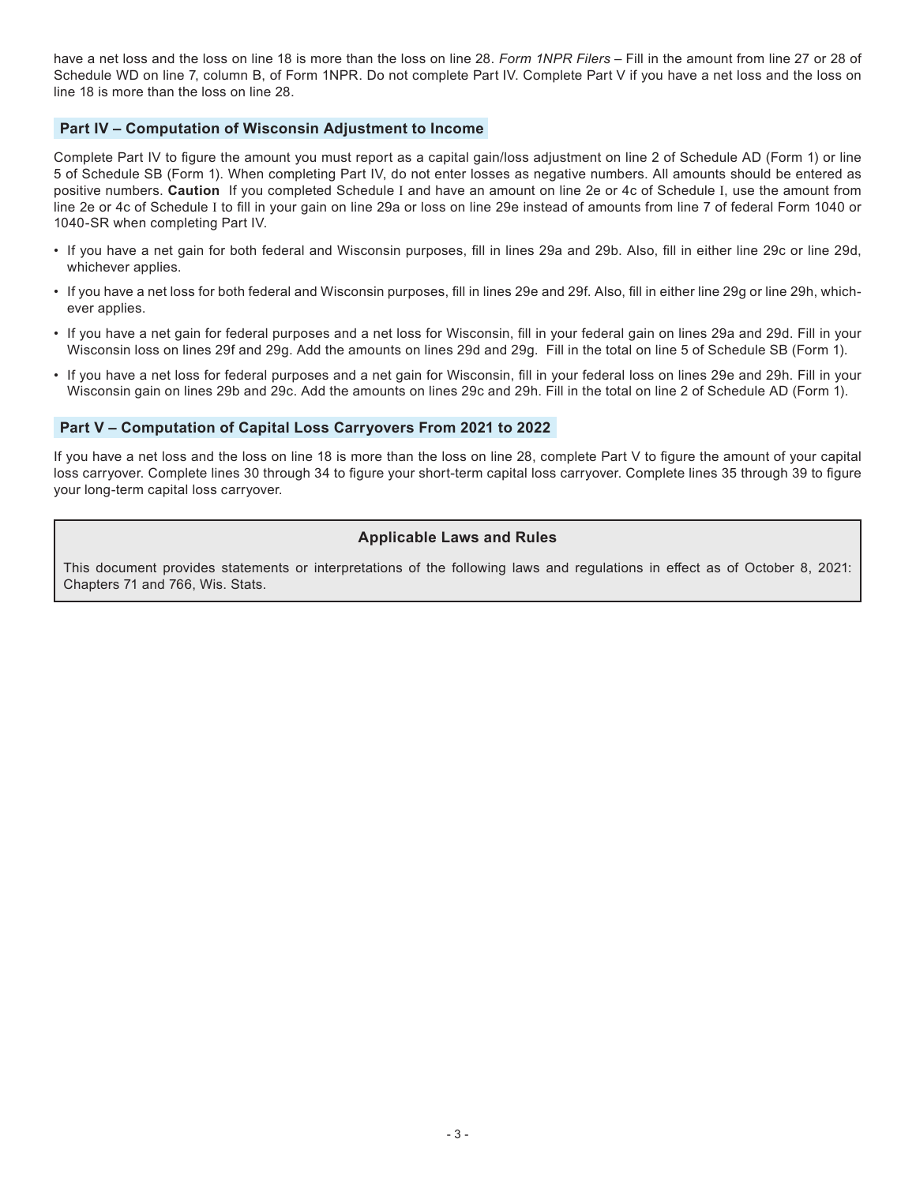have a net loss and the loss on line 18 is more than the loss on line 28. *Form 1NPR Filers* – Fill in the amount from line 27 or 28 of Schedule WD on line 7, column B, of Form 1NPR. Do not complete Part IV. Complete Part V if you have a net loss and the loss on line 18 is more than the loss on line 28.

## Part IV – Computation of Wisconsin Adjustment to Income

Complete Part IV to figure the amount you must report as a capital gain/loss adjustment on line 2 of Schedule AD (Form 1) or line 5 of Schedule SB (Form 1). When completing Part IV, do not enter losses as negative numbers. All amounts should be entered as positive numbers. **Caution** If you completed Schedule I and have an amount on line 2e or 4c of Schedule I, use the amount from line 2e or 4c of Schedule I to fill in your gain on line 29a or loss on line 29e instead of amounts from line 7 of federal Form 1040 or 1040-SR when completing Part IV.

- If you have a net gain for both federal and Wisconsin purposes, fill in lines 29a and 29b. Also, fill in either line 29c or line 29d, whichever applies.
- If you have a net loss for both federal and Wisconsin purposes, fill in lines 29e and 29f. Also, fill in either line 29g or line 29h, whichever applies.
- If you have a net gain for federal purposes and a net loss for Wisconsin, fill in your federal gain on lines 29a and 29d. Fill in your Wisconsin loss on lines 29f and 29g. Add the amounts on lines 29d and 29g. Fill in the total on line 5 of Schedule SB (Form 1).
- If you have a net loss for federal purposes and a net gain for Wisconsin, fill in your federal loss on lines 29e and 29h. Fill in your Wisconsin gain on lines 29b and 29c. Add the amounts on lines 29c and 29h. Fill in the total on line 2 of Schedule AD (Form 1).

## Part V – Computation of Capital Loss Carryovers From 2021 to 2022

If you have a net loss and the loss on line 18 is more than the loss on line 28, complete Part V to figure the amount of your capital loss carryover. Complete lines 30 through 34 to figure your short-term capital loss carryover. Complete lines 35 through 39 to figure your long-term capital loss carryover.

### Applicable Laws and Rules

This document provides statements or interpretations of the following laws and regulations in effect as of October 8, 2021: Chapters 71 and 766, Wis. Stats.